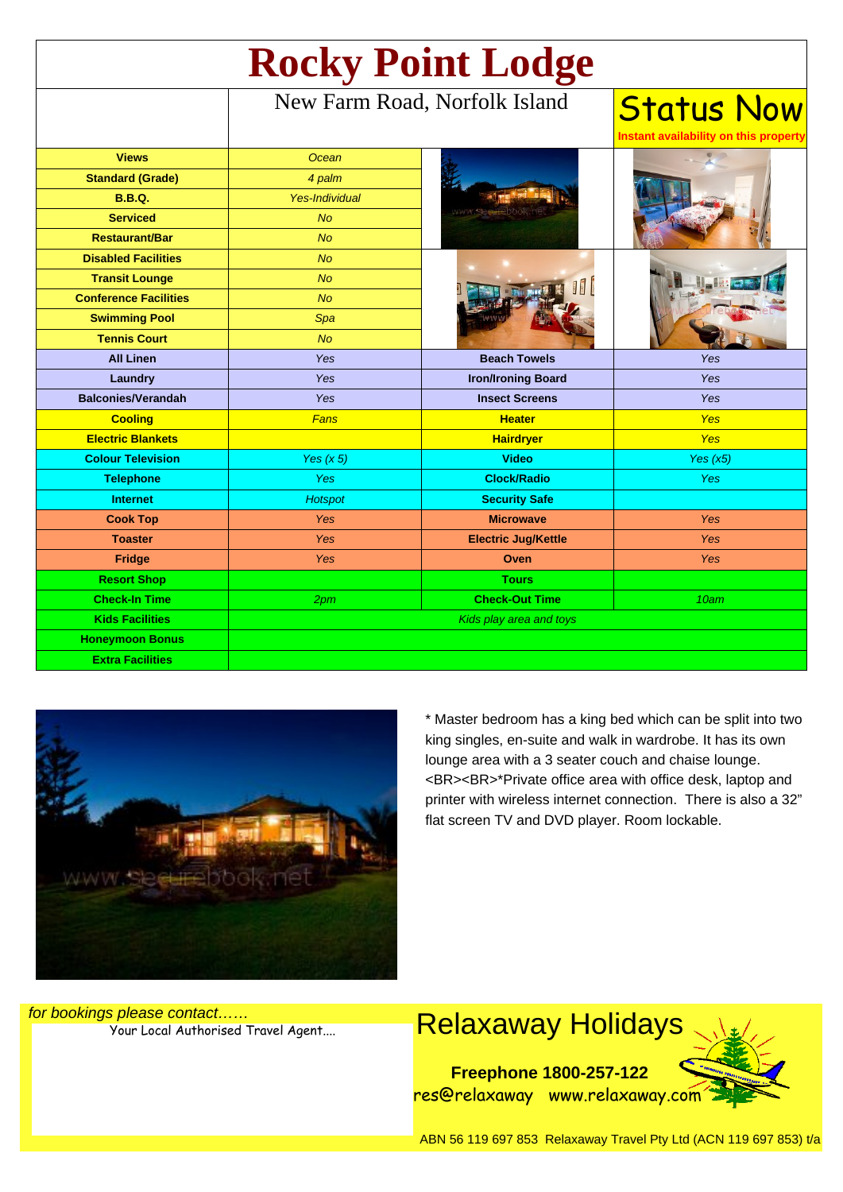# Rocky Point Lodge

New Farm Road, Norfolk Island

**Status Now**
Instant availability on this property

| | |
|---|---|
| **Views** | *Ocean* |
| **Standard (Grade)** | *4 palm* |
| **B.B.Q.** | *Yes-Individual* |
| **Serviced** | *No* |
| **Restaurant/Bar** | *No* |
| **Disabled Facilities** | *No* |
| **Transit Lounge** | *No* |
| **Conference Facilities** | *No* |
| **Swimming Pool** | *Spa* |
| **Tennis Court** | *No* |

| | | | |
|---|---|---|---|
| **All Linen** | *Yes* | **Beach Towels** | *Yes* |
| **Laundry** | *Yes* | **Iron/Ironing Board** | *Yes* |
| **Balconies/Verandah** | *Yes* | **Insect Screens** | *Yes* |
| **Cooling** | *Fans* | **Heater** | *Yes* |
| **Electric Blankets** | | **Hairdryer** | *Yes* |
| **Colour Television** | *Yes (x 5)* | **Video** | *Yes (x5)* |
| **Telephone** | *Yes* | **Clock/Radio** | *Yes* |
| **Internet** | *Hotspot* | **Security Safe** | |
| **Cook Top** | *Yes* | **Microwave** | *Yes* |
| **Toaster** | *Yes* | **Electric Jug/Kettle** | *Yes* |
| **Fridge** | *Yes* | **Oven** | *Yes* |
| **Resort Shop** | | **Tours** | |
| **Check-In Time** | *2pm* | **Check-Out Time** | *10am* |
| **Kids Facilities** | *Kids play area and toys* | | |
| **Honeymoon Bonus** | | | |
| **Extra Facilities** | | | |

* Master bedroom has a king bed which can be split into two king singles, en-suite and walk in wardrobe. It has its own lounge area with a 3 seater couch and chaise lounge. <BR><BR>*Private office area with office desk, laptop and printer with wireless internet connection. There is also a 32" flat screen TV and DVD player. Room lockable.

*for bookings please contact……*

Your Local Authorised Travel Agent....

## Relaxaway Holidays

**Freephone 1800-257-122**

res@relaxaway www.relaxaway.com

ABN 56 119 697 853 Relaxaway Travel Pty Ltd (ACN 119 697 853) t/a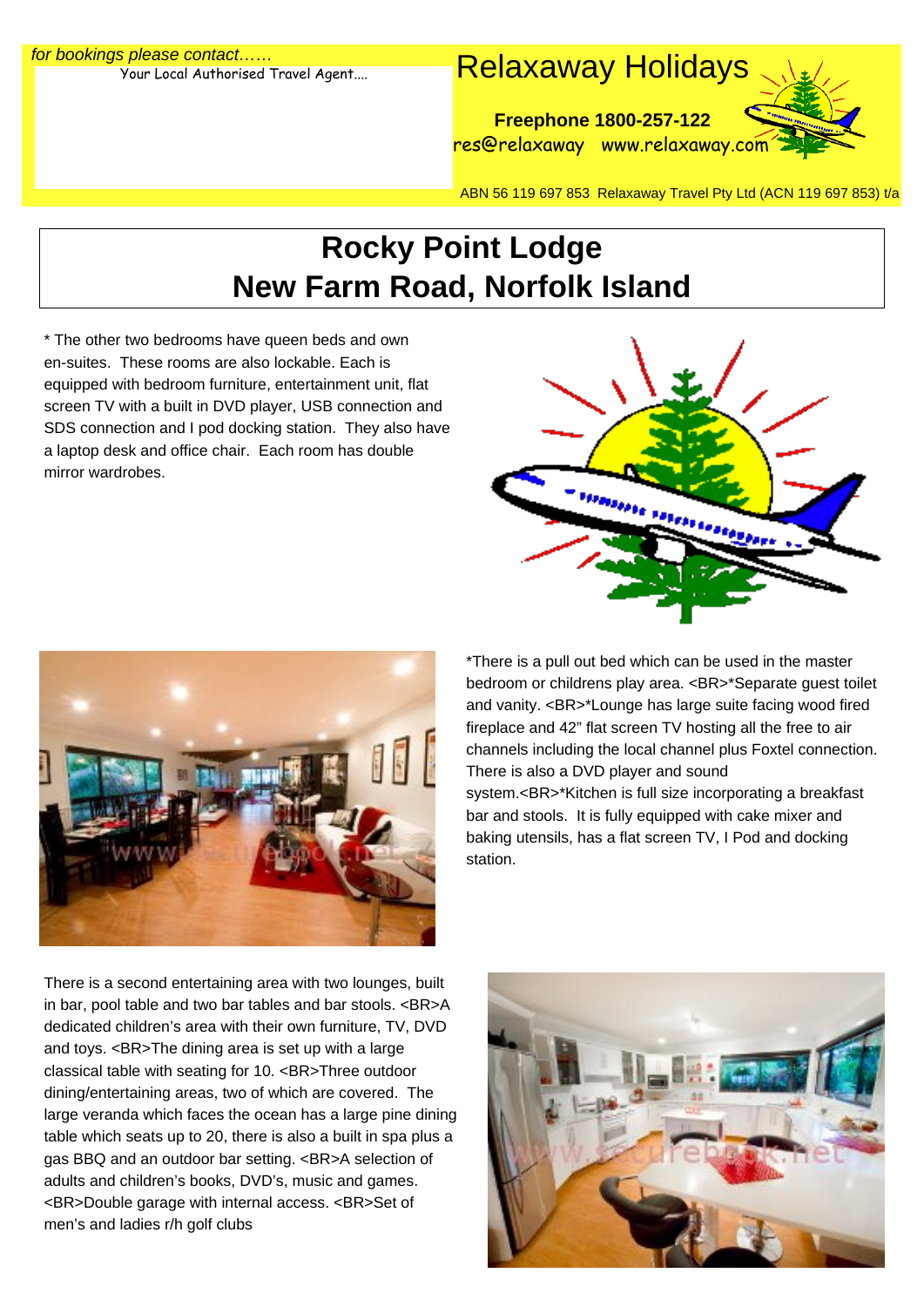*for bookings please contact……*

Your Local Authorised Travel Agent....

Relaxaway Holidays

**Freephone 1800-257-122**

res@relaxaway www.relaxaway.com

ABN 56 119 697 853 Relaxaway Travel Pty Ltd (ACN 119 697 853) t/a

# Rocky Point Lodge
# New Farm Road, Norfolk Island

* The other two bedrooms have queen beds and own en-suites. These rooms are also lockable. Each is equipped with bedroom furniture, entertainment unit, flat screen TV with a built in DVD player, USB connection and SDS connection and I pod docking station. They also have a laptop desk and office chair. Each room has double mirror wardrobes.

*There is a pull out bed which can be used in the master bedroom or childrens play area. <BR>*Separate guest toilet and vanity. <BR>*Lounge has large suite facing wood fired fireplace and 42" flat screen TV hosting all the free to air channels including the local channel plus Foxtel connection. There is also a DVD player and sound system.<BR>*Kitchen is full size incorporating a breakfast bar and stools. It is fully equipped with cake mixer and baking utensils, has a flat screen TV, I Pod and docking station.

There is a second entertaining area with two lounges, built in bar, pool table and two bar tables and bar stools. <BR>A dedicated children's area with their own furniture, TV, DVD and toys. <BR>The dining area is set up with a large classical table with seating for 10. <BR>Three outdoor dining/entertaining areas, two of which are covered. The large veranda which faces the ocean has a large pine dining table which seats up to 20, there is also a built in spa plus a gas BBQ and an outdoor bar setting. <BR>A selection of adults and children's books, DVD's, music and games. <BR>Double garage with internal access. <BR>Set of men's and ladies r/h golf clubs